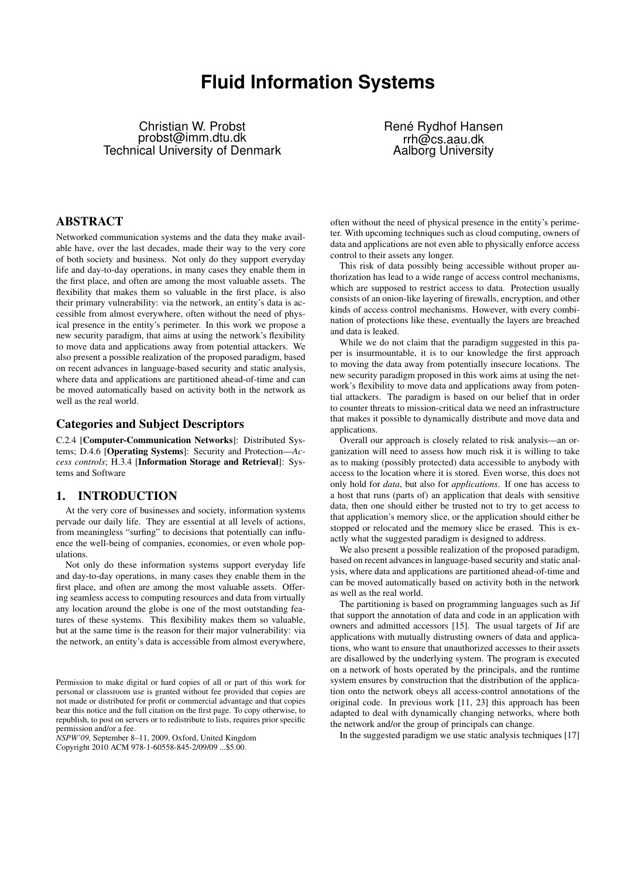# Fluid Information Systems

Christian W. Probst
probst@imm.dtu.dk
Technical University of Denmark

René Rydhof Hansen
rrh@cs.aau.dk
Aalborg University

## ABSTRACT

Networked communication systems and the data they make available have, over the last decades, made their way to the very core of both society and business. Not only do they support everyday life and day-to-day operations, in many cases they enable them in the first place, and often are among the most valuable assets. The flexibility that makes them so valuable in the first place, is also their primary vulnerability: via the network, an entity's data is accessible from almost everywhere, often without the need of physical presence in the entity's perimeter. In this work we propose a new security paradigm, that aims at using the network's flexibility to move data and applications away from potential attackers. We also present a possible realization of the proposed paradigm, based on recent advances in language-based security and static analysis, where data and applications are partitioned ahead-of-time and can be moved automatically based on activity both in the network as well as the real world.

## Categories and Subject Descriptors

C.2.4 [**Computer-Communication Networks**]: Distributed Systems; D.4.6 [**Operating Systems**]: Security and Protection—*Access controls*; H.3.4 [**Information Storage and Retrieval**]: Systems and Software

## 1. INTRODUCTION

At the very core of businesses and society, information systems pervade our daily life. They are essential at all levels of actions, from meaningless "surfing" to decisions that potentially can influence the well-being of companies, economies, or even whole populations.

Not only do these information systems support everyday life and day-to-day operations, in many cases they enable them in the first place, and often are among the most valuable assets. Offering seamless access to computing resources and data from virtually any location around the globe is one of the most outstanding features of these systems. This flexibility makes them so valuable, but at the same time is the reason for their major vulnerability: via the network, an entity's data is accessible from almost everywhere, often without the need of physical presence in the entity's perimeter. With upcoming techniques such as cloud computing, owners of data and applications are not even able to physically enforce access control to their assets any longer.

This risk of data possibly being accessible without proper authorization has lead to a wide range of access control mechanisms, which are supposed to restrict access to data. Protection usually consists of an onion-like layering of firewalls, encryption, and other kinds of access control mechanisms. However, with every combination of protections like these, eventually the layers are breached and data is leaked.

While we do not claim that the paradigm suggested in this paper is insurmountable, it is to our knowledge the first approach to moving the data away from potentially insecure locations. The new security paradigm proposed in this work aims at using the network's flexibility to move data and applications away from potential attackers. The paradigm is based on our belief that in order to counter threats to mission-critical data we need an infrastructure that makes it possible to dynamically distribute and move data and applications.

Overall our approach is closely related to risk analysis—an organization will need to assess how much risk it is willing to take as to making (possibly protected) data accessible to anybody with access to the location where it is stored. Even worse, this does not only hold for *data*, but also for *applications*. If one has access to a host that runs (parts of) an application that deals with sensitive data, then one should either be trusted not to try to get access to that application's memory slice, or the application should either be stopped or relocated and the memory slice be erased. This is exactly what the suggested paradigm is designed to address.

We also present a possible realization of the proposed paradigm, based on recent advances in language-based security and static analysis, where data and applications are partitioned ahead-of-time and can be moved automatically based on activity both in the network as well as the real world.

The partitioning is based on programming languages such as Jif that support the annotation of data and code in an application with owners and admitted accessors [15]. The usual targets of Jif are applications with mutually distrusting owners of data and applications, who want to ensure that unauthorized accesses to their assets are disallowed by the underlying system. The program is executed on a network of hosts operated by the principals, and the runtime system ensures by construction that the distribution of the application onto the network obeys all access-control annotations of the original code. In previous work [11, 23] this approach has been adapted to deal with dynamically changing networks, where both the network and/or the group of principals can change.

In the suggested paradigm we use static analysis techniques [17]

Permission to make digital or hard copies of all or part of this work for personal or classroom use is granted without fee provided that copies are not made or distributed for profit or commercial advantage and that copies bear this notice and the full citation on the first page. To copy otherwise, to republish, to post on servers or to redistribute to lists, requires prior specific permission and/or a fee.
*NSPW'09,* September 8–11, 2009, Oxford, United Kingdom
Copyright 2010 ACM 978-1-60558-845-2/09/09 ...$5.00.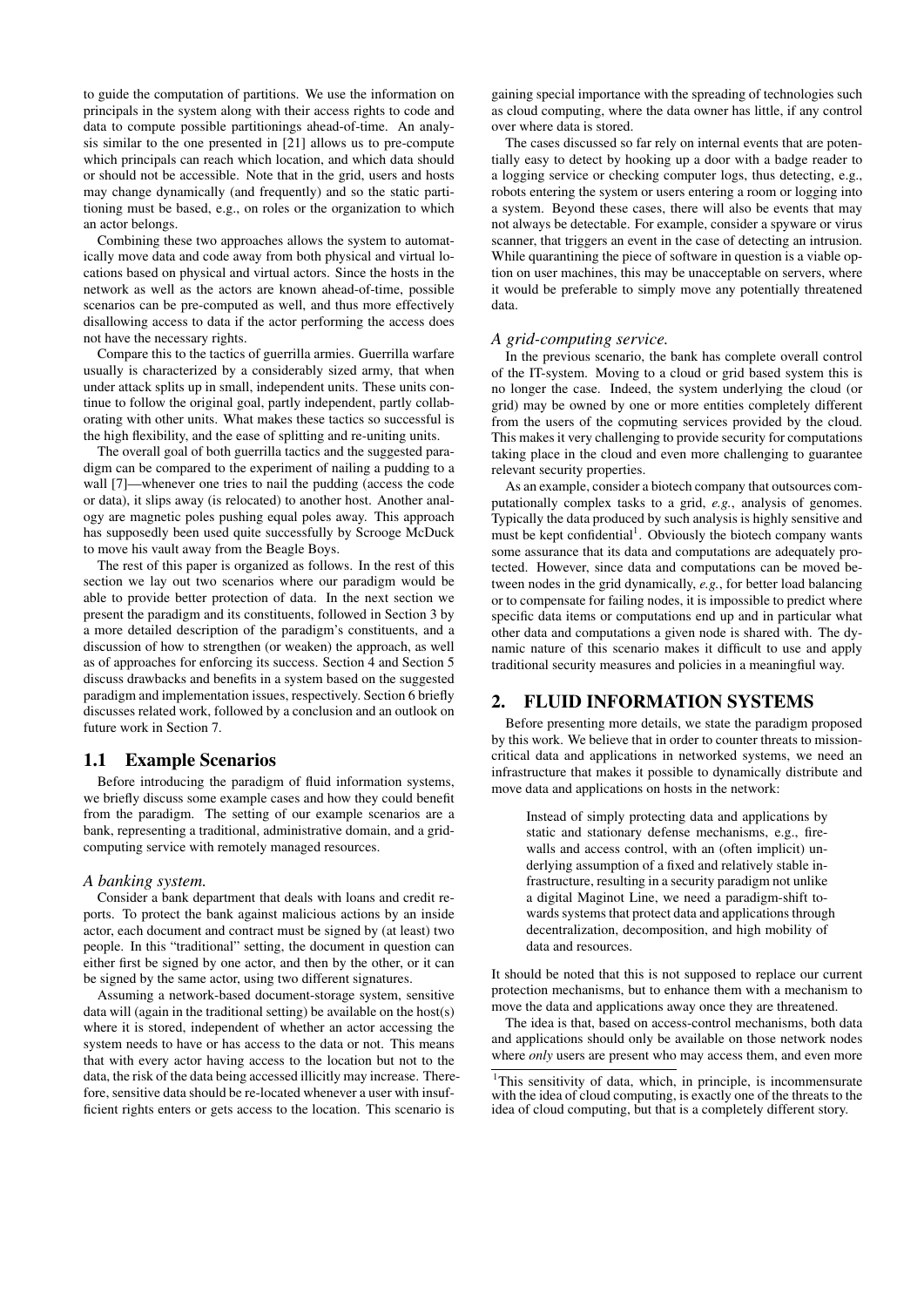to guide the computation of partitions. We use the information on principals in the system along with their access rights to code and data to compute possible partitionings ahead-of-time. An analysis similar to the one presented in [21] allows us to pre-compute which principals can reach which location, and which data should or should not be accessible. Note that in the grid, users and hosts may change dynamically (and frequently) and so the static partitioning must be based, e.g., on roles or the organization to which an actor belongs.

Combining these two approaches allows the system to automatically move data and code away from both physical and virtual locations based on physical and virtual actors. Since the hosts in the network as well as the actors are known ahead-of-time, possible scenarios can be pre-computed as well, and thus more effectively disallowing access to data if the actor performing the access does not have the necessary rights.

Compare this to the tactics of guerrilla armies. Guerrilla warfare usually is characterized by a considerably sized army, that when under attack splits up in small, independent units. These units continue to follow the original goal, partly independent, partly collaborating with other units. What makes these tactics so successful is the high flexibility, and the ease of splitting and re-uniting units.

The overall goal of both guerrilla tactics and the suggested paradigm can be compared to the experiment of nailing a pudding to a wall [7]—whenever one tries to nail the pudding (access the code or data), it slips away (is relocated) to another host. Another analogy are magnetic poles pushing equal poles away. This approach has supposedly been used quite successfully by Scrooge McDuck to move his vault away from the Beagle Boys.

The rest of this paper is organized as follows. In the rest of this section we lay out two scenarios where our paradigm would be able to provide better protection of data. In the next section we present the paradigm and its constituents, followed in Section 3 by a more detailed description of the paradigm's constituents, and a discussion of how to strengthen (or weaken) the approach, as well as of approaches for enforcing its success. Section 4 and Section 5 discuss drawbacks and benefits in a system based on the suggested paradigm and implementation issues, respectively. Section 6 briefly discusses related work, followed by a conclusion and an outlook on future work in Section 7.

## 1.1 Example Scenarios

Before introducing the paradigm of fluid information systems, we briefly discuss some example cases and how they could benefit from the paradigm. The setting of our example scenarios are a bank, representing a traditional, administrative domain, and a grid-computing service with remotely managed resources.

### *A banking system.*

Consider a bank department that deals with loans and credit reports. To protect the bank against malicious actions by an inside actor, each document and contract must be signed by (at least) two people. In this "traditional" setting, the document in question can either first be signed by one actor, and then by the other, or it can be signed by the same actor, using two different signatures.

Assuming a network-based document-storage system, sensitive data will (again in the traditional setting) be available on the host(s) where it is stored, independent of whether an actor accessing the system needs to have or has access to the data or not. This means that with every actor having access to the location but not to the data, the risk of the data being accessed illicitly may increase. Therefore, sensitive data should be re-located whenever a user with insufficient rights enters or gets access to the location. This scenario is gaining special importance with the spreading of technologies such as cloud computing, where the data owner has little, if any control over where data is stored.

The cases discussed so far rely on internal events that are potentially easy to detect by hooking up a door with a badge reader to a logging service or checking computer logs, thus detecting, e.g., robots entering the system or users entering a room or logging into a system. Beyond these cases, there will also be events that may not always be detectable. For example, consider a spyware or virus scanner, that triggers an event in the case of detecting an intrusion. While quarantining the piece of software in question is a viable option on user machines, this may be unacceptable on servers, where it would be preferable to simply move any potentially threatened data.

### *A grid-computing service.*

In the previous scenario, the bank has complete overall control of the IT-system. Moving to a cloud or grid based system this is no longer the case. Indeed, the system underlying the cloud (or grid) may be owned by one or more entities completely different from the users of the copmuting services provided by the cloud. This makes it very challenging to provide security for computations taking place in the cloud and even more challenging to guarantee relevant security properties.

As an example, consider a biotech company that outsources computationally complex tasks to a grid, *e.g.*, analysis of genomes. Typically the data produced by such analysis is highly sensitive and must be kept confidential[1]. Obviously the biotech company wants some assurance that its data and computations are adequately protected. However, since data and computations can be moved between nodes in the grid dynamically, *e.g.*, for better load balancing or to compensate for failing nodes, it is impossible to predict where specific data items or computations end up and in particular what other data and computations a given node is shared with. The dynamic nature of this scenario makes it difficult to use and apply traditional security measures and policies in a meaningful way.

## 2. FLUID INFORMATION SYSTEMS

Before presenting more details, we state the paradigm proposed by this work. We believe that in order to counter threats to mission-critical data and applications in networked systems, we need an infrastructure that makes it possible to dynamically distribute and move data and applications on hosts in the network:

> Instead of simply protecting data and applications by static and stationary defense mechanisms, e.g., firewalls and access control, with an (often implicit) underlying assumption of a fixed and relatively stable infrastructure, resulting in a security paradigm not unlike a digital Maginot Line, we need a paradigm-shift towards systems that protect data and applications through decentralization, decomposition, and high mobility of data and resources.

It should be noted that this is not supposed to replace our current protection mechanisms, but to enhance them with a mechanism to move the data and applications away once they are threatened.

The idea is that, based on access-control mechanisms, both data and applications should only be available on those network nodes where *only* users are present who may access them, and even more

[1]This sensitivity of data, which, in principle, is incommensurate with the idea of cloud computing, is exactly one of the threats to the idea of cloud computing, but that is a completely different story.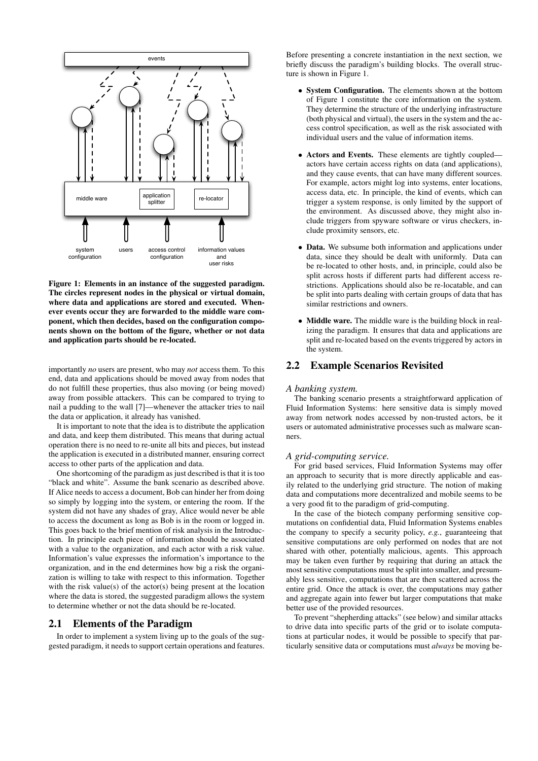Figure 1: Elements in an instance of the suggested paradigm. The circles represent nodes in the physical or virtual domain, where data and applications are stored and executed. Whenever events occur they are forwarded to the middle ware component, which then decides, based on the configuration components shown on the bottom of the figure, whether or not data and application parts should be re-located.

importantly *no* users are present, who may *not* access them. To this end, data and applications should be moved away from nodes that do not fulfill these properties, thus also moving (or being moved) away from possible attackers. This can be compared to trying to nail a pudding to the wall [7]—whenever the attacker tries to nail the data or application, it already has vanished.

It is important to note that the idea is to distribute the application and data, and keep them distributed. This means that during actual operation there is no need to re-unite all bits and pieces, but instead the application is executed in a distributed manner, ensuring correct access to other parts of the application and data.

One shortcoming of the paradigm as just described is that it is too "black and white". Assume the bank scenario as described above. If Alice needs to access a document, Bob can hinder her from doing so simply by logging into the system, or entering the room. If the system did not have any shades of gray, Alice would never be able to access the document as long as Bob is in the room or logged in. This goes back to the brief mention of risk analysis in the Introduction. In principle each piece of information should be associated with a value to the organization, and each actor with a risk value. Information's value expresses the information's importance to the organization, and in the end determines how big a risk the organization is willing to take with respect to this information. Together with the risk value(s) of the actor(s) being present at the location where the data is stored, the suggested paradigm allows the system to determine whether or not the data should be re-located.

## 2.1 Elements of the Paradigm

In order to implement a system living up to the goals of the suggested paradigm, it needs to support certain operations and features. Before presenting a concrete instantiation in the next section, we briefly discuss the paradigm's building blocks. The overall structure is shown in Figure 1.

- **System Configuration.** The elements shown at the bottom of Figure 1 constitute the core information on the system. They determine the structure of the underlying infrastructure (both physical and virtual), the users in the system and the access control specification, as well as the risk associated with individual users and the value of information items.
- **Actors and Events.** These elements are tightly coupled—actors have certain access rights on data (and applications), and they cause events, that can have many different sources. For example, actors might log into systems, enter locations, access data, etc. In principle, the kind of events, which can trigger a system response, is only limited by the support of the environment. As discussed above, they might also include triggers from spyware software or virus checkers, include proximity sensors, etc.
- **Data.** We subsume both information and applications under data, since they should be dealt with uniformly. Data can be re-located to other hosts, and, in principle, could also be split across hosts if different parts had different access restrictions. Applications should also be re-locatable, and can be split into parts dealing with certain groups of data that has similar restrictions and owners.
- **Middle ware.** The middle ware is the building block in realizing the paradigm. It ensures that data and applications are split and re-located based on the events triggered by actors in the system.

## 2.2 Example Scenarios Revisited

*A banking system.*

The banking scenario presents a straightforward application of Fluid Information Systems: here sensitive data is simply moved away from network nodes accessed by non-trusted actors, be it users or automated administrative processes such as malware scanners.

*A grid-computing service.*

For grid based services, Fluid Information Systems may offer an approach to security that is more directly applicable and easily related to the underlying grid structure. The notion of making data and computations more decentralized and mobile seems to be a very good fit to the paradigm of grid-computing.

In the case of the biotech company performing sensitive copmutations on confidential data, Fluid Information Systems enables the company to specify a security policy, *e.g.*, guaranteeing that sensitive computations are only performed on nodes that are not shared with other, potentially malicious, agents. This approach may be taken even further by requiring that during an attack the most sensitive computations must be split into smaller, and presumably less sensitive, computations that are then scattered across the entire grid. Once the attack is over, the computations may gather and aggregate again into fewer but larger computations that make better use of the provided resources.

To prevent "shepherding attacks" (see below) and similar attacks to drive data into specific parts of the grid or to isolate computations at particular nodes, it would be possible to specify that particularly sensitive data or computations must *always* be moving be-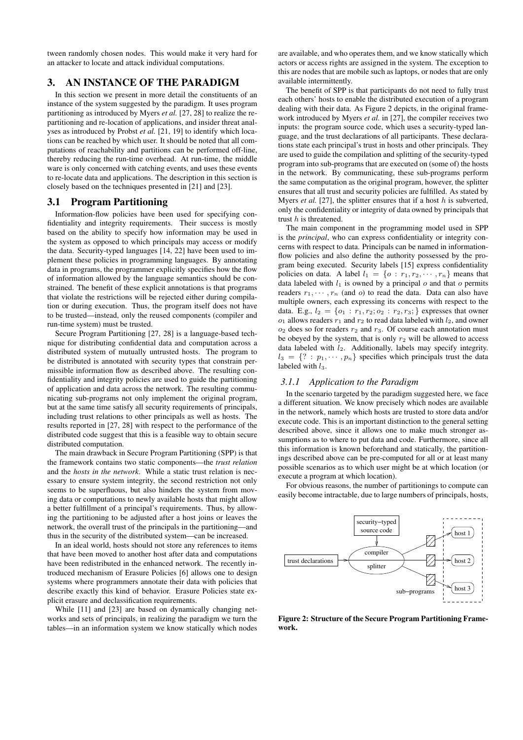tween randomly chosen nodes. This would make it very hard for an attacker to locate and attack individual computations.

# 3. AN INSTANCE OF THE PARADIGM

In this section we present in more detail the constituents of an instance of the system suggested by the paradigm. It uses program partitioning as introduced by Myers *et al.* [27, 28] to realize the re-partitioning and re-location of applications, and insider threat analyses as introduced by Probst *et al.* [21, 19] to identify which locations can be reached by which user. It should be noted that all computations of reachability and partitions can be performed off-line, thereby reducing the run-time overhead. At run-time, the middle ware is only concerned with catching events, and uses these events to re-locate data and applications. The description in this section is closely based on the techniques presented in [21] and [23].

## 3.1 Program Partitioning

Information-flow policies have been used for specifying confidentiality and integrity requirements. Their success is mostly based on the ability to specify how information may be used in the system as opposed to which principals may access or modify the data. Security-typed languages [14, 22] have been used to implement these policies in programming languages. By annotating data in programs, the programmer explicitly specifies how the flow of information allowed by the language semantics should be constrained. The benefit of these explicit annotations is that programs that violate the restrictions will be rejected either during compilation or during execution. Thus, the program itself does not have to be trusted—instead, only the reused components (compiler and run-time system) must be trusted.

Secure Program Partitioning [27, 28] is a language-based technique for distributing confidential data and computation across a distributed system of mutually untrusted hosts. The program to be distributed is annotated with security types that constrain permissible information flow as described above. The resulting confidentiality and integrity policies are used to guide the partitioning of application and data across the network. The resulting communicating sub-programs not only implement the original program, but at the same time satisfy all security requirements of principals, including trust relations to other principals as well as hosts. The results reported in [27, 28] with respect to the performance of the distributed code suggest that this is a feasible way to obtain secure distributed computation.

The main drawback in Secure Program Partitioning (SPP) is that the framework contains two static components—the *trust relation* and the *hosts in the network*. While a static trust relation is necessary to ensure system integrity, the second restriction not only seems to be superfluous, but also hinders the system from moving data or computations to newly available hosts that might allow a better fulfillment of a principal's requirements. Thus, by allowing the partitioning to be adjusted after a host joins or leaves the network, the overall trust of the principals in the partitioning—and thus in the security of the distributed system—can be increased.

In an ideal world, hosts should not store any references to items that have been moved to another host after data and computations have been redistributed in the enhanced network. The recently introduced mechanism of Erasure Policies [6] allows one to design systems where programmers annotate their data with policies that describe exactly this kind of behavior. Erasure Policies state explicit erasure and declassification requirements.

While [11] and [23] are based on dynamically changing networks and sets of principals, in realizing the paradigm we turn the tables—in an information system we know statically which nodes are available, and who operates them, and we know statically which actors or access rights are assigned in the system. The exception to this are nodes that are mobile such as laptops, or nodes that are only available intermittently.

The benefit of SPP is that participants do not need to fully trust each others' hosts to enable the distributed execution of a program dealing with their data. As Figure 2 depicts, in the original framework introduced by Myers *et al.* in [27], the compiler receives two inputs: the program source code, which uses a security-typed language, and the trust declarations of all participants. These declarations state each principal's trust in hosts and other principals. They are used to guide the compilation and splitting of the security-typed program into sub-programs that are executed on (some of) the hosts in the network. By communicating, these sub-programs perform the same computation as the original program, however, the splitter ensures that all trust and security policies are fulfilled. As stated by Myers *et al.* [27], the splitter ensures that if a host $h$ is subverted, only the confidentiality or integrity of data owned by principals that trust $h$ is threatened.

The main component in the programming model used in SPP is the *principal*, who can express confidentiality or integrity concerns with respect to data. Principals can be named in information-flow policies and also define the authority possessed by the program being executed. Security labels [15] express confidentiality policies on data. A label $l_1 = \{o : r_1, r_2, \cdots, r_n\}$ means that data labeled with $l_1$ is owned by a principal $o$ and that $o$ permits readers $r_1, \cdots, r_n$ (and $o$) to read the data. Data can also have multiple owners, each expressing its concerns with respect to the data. E.g., $l_2 = \{o_1 : r_1, r_2; o_2 : r_2, r_3;\}$ expresses that owner $o_1$ allows readers $r_1$ and $r_2$ to read data labeled with $l_2$, and owner $o_2$ does so for readers $r_2$ and $r_3$. Of course each annotation must be obeyed by the system, that is only $r_2$ will be allowed to access data labeled with $l_2$. Additionally, labels may specify integrity. $l_3 = \{? : p_1, \cdots, p_n\}$ specifies which principals trust the data labeled with $l_3$.

### 3.1.1 *Application to the Paradigm*

In the scenario targeted by the paradigm suggested here, we face a different situation. We know precisely which nodes are available in the network, namely which hosts are trusted to store data and/or execute code. This is an important distinction to the general setting described above, since it allows one to make much stronger assumptions as to where to put data and code. Furthermore, since all this information is known beforehand and statically, the partitionings described above can be pre-computed for all or at least many possible scenarios as to which user might be at which location (or execute a program at which location).

For obvious reasons, the number of partitionings to compute can easily become intractable, due to large numbers of principals, hosts,

**Figure 2: Structure of the Secure Program Partitioning Framework.**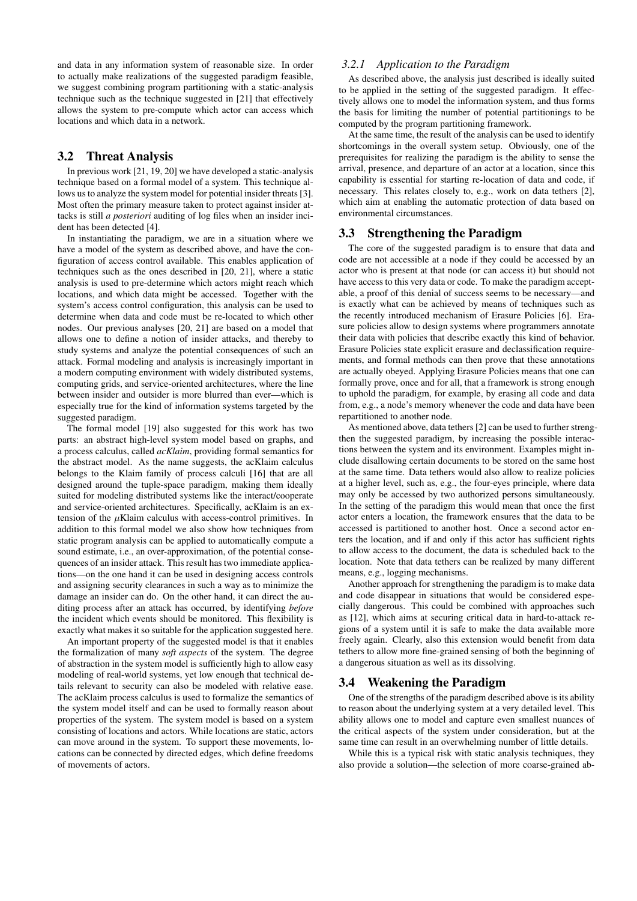and data in any information system of reasonable size. In order to actually make realizations of the suggested paradigm feasible, we suggest combining program partitioning with a static-analysis technique such as the technique suggested in [21] that effectively allows the system to pre-compute which actor can access which locations and which data in a network.

## 3.2 Threat Analysis

In previous work [21, 19, 20] we have developed a static-analysis technique based on a formal model of a system. This technique allows us to analyze the system model for potential insider threats [3]. Most often the primary measure taken to protect against insider attacks is still *a posteriori* auditing of log files when an insider incident has been detected [4].

In instantiating the paradigm, we are in a situation where we have a model of the system as described above, and have the configuration of access control available. This enables application of techniques such as the ones described in [20, 21], where a static analysis is used to pre-determine which actors might reach which locations, and which data might be accessed. Together with the system's access control configuration, this analysis can be used to determine when data and code must be re-located to which other nodes. Our previous analyses [20, 21] are based on a model that allows one to define a notion of insider attacks, and thereby to study systems and analyze the potential consequences of such an attack. Formal modeling and analysis is increasingly important in a modern computing environment with widely distributed systems, computing grids, and service-oriented architectures, where the line between insider and outsider is more blurred than ever—which is especially true for the kind of information systems targeted by the suggested paradigm.

The formal model [19] also suggested for this work has two parts: an abstract high-level system model based on graphs, and a process calculus, called *acKlaim*, providing formal semantics for the abstract model. As the name suggests, the acKlaim calculus belongs to the Klaim family of process calculi [16] that are all designed around the tuple-space paradigm, making them ideally suited for modeling distributed systems like the interact/cooperate and service-oriented architectures. Specifically, acKlaim is an extension of the $\mu$Klaim calculus with access-control primitives. In addition to this formal model we also show how techniques from static program analysis can be applied to automatically compute a sound estimate, i.e., an over-approximation, of the potential consequences of an insider attack. This result has two immediate applications—on the one hand it can be used in designing access controls and assigning security clearances in such a way as to minimize the damage an insider can do. On the other hand, it can direct the auditing process after an attack has occurred, by identifying *before* the incident which events should be monitored. This flexibility is exactly what makes it so suitable for the application suggested here.

An important property of the suggested model is that it enables the formalization of many *soft aspects* of the system. The degree of abstraction in the system model is sufficiently high to allow easy modeling of real-world systems, yet low enough that technical details relevant to security can also be modeled with relative ease. The acKlaim process calculus is used to formalize the semantics of the system model itself and can be used to formally reason about properties of the system. The system model is based on a system consisting of locations and actors. While locations are static, actors can move around in the system. To support these movements, locations can be connected by directed edges, which define freedoms of movements of actors.

### 3.2.1 Application to the Paradigm

As described above, the analysis just described is ideally suited to be applied in the setting of the suggested paradigm. It effectively allows one to model the information system, and thus forms the basis for limiting the number of potential partitionings to be computed by the program partitioning framework.

At the same time, the result of the analysis can be used to identify shortcomings in the overall system setup. Obviously, one of the prerequisites for realizing the paradigm is the ability to sense the arrival, presence, and departure of an actor at a location, since this capability is essential for starting re-location of data and code, if necessary. This relates closely to, e.g., work on data tethers [2], which aim at enabling the automatic protection of data based on environmental circumstances.

## 3.3 Strengthening the Paradigm

The core of the suggested paradigm is to ensure that data and code are not accessible at a node if they could be accessed by an actor who is present at that node (or can access it) but should not have access to this very data or code. To make the paradigm acceptable, a proof of this denial of success seems to be necessary—and is exactly what can be achieved by means of techniques such as the recently introduced mechanism of Erasure Policies [6]. Erasure policies allow to design systems where programmers annotate their data with policies that describe exactly this kind of behavior. Erasure Policies state explicit erasure and declassification requirements, and formal methods can then prove that these annotations are actually obeyed. Applying Erasure Policies means that one can formally prove, once and for all, that a framework is strong enough to uphold the paradigm, for example, by erasing all code and data from, e.g., a node's memory whenever the code and data have been repartitioned to another node.

As mentioned above, data tethers [2] can be used to further strengthen the suggested paradigm, by increasing the possible interactions between the system and its environment. Examples might include disallowing certain documents to be stored on the same host at the same time. Data tethers would also allow to realize policies at a higher level, such as, e.g., the four-eyes principle, where data may only be accessed by two authorized persons simultaneously. In the setting of the paradigm this would mean that once the first actor enters a location, the framework ensures that the data to be accessed is partitioned to another host. Once a second actor enters the location, and if and only if this actor has sufficient rights to allow access to the document, the data is scheduled back to the location. Note that data tethers can be realized by many different means, e.g., logging mechanisms.

Another approach for strengthening the paradigm is to make data and code disappear in situations that would be considered especially dangerous. This could be combined with approaches such as [12], which aims at securing critical data in hard-to-attack regions of a system until it is safe to make the data available more freely again. Clearly, also this extension would benefit from data tethers to allow more fine-grained sensing of both the beginning of a dangerous situation as well as its dissolving.

## 3.4 Weakening the Paradigm

One of the strengths of the paradigm described above is its ability to reason about the underlying system at a very detailed level. This ability allows one to model and capture even smallest nuances of the critical aspects of the system under consideration, but at the same time can result in an overwhelming number of little details.

While this is a typical risk with static analysis techniques, they also provide a solution—the selection of more coarse-grained ab-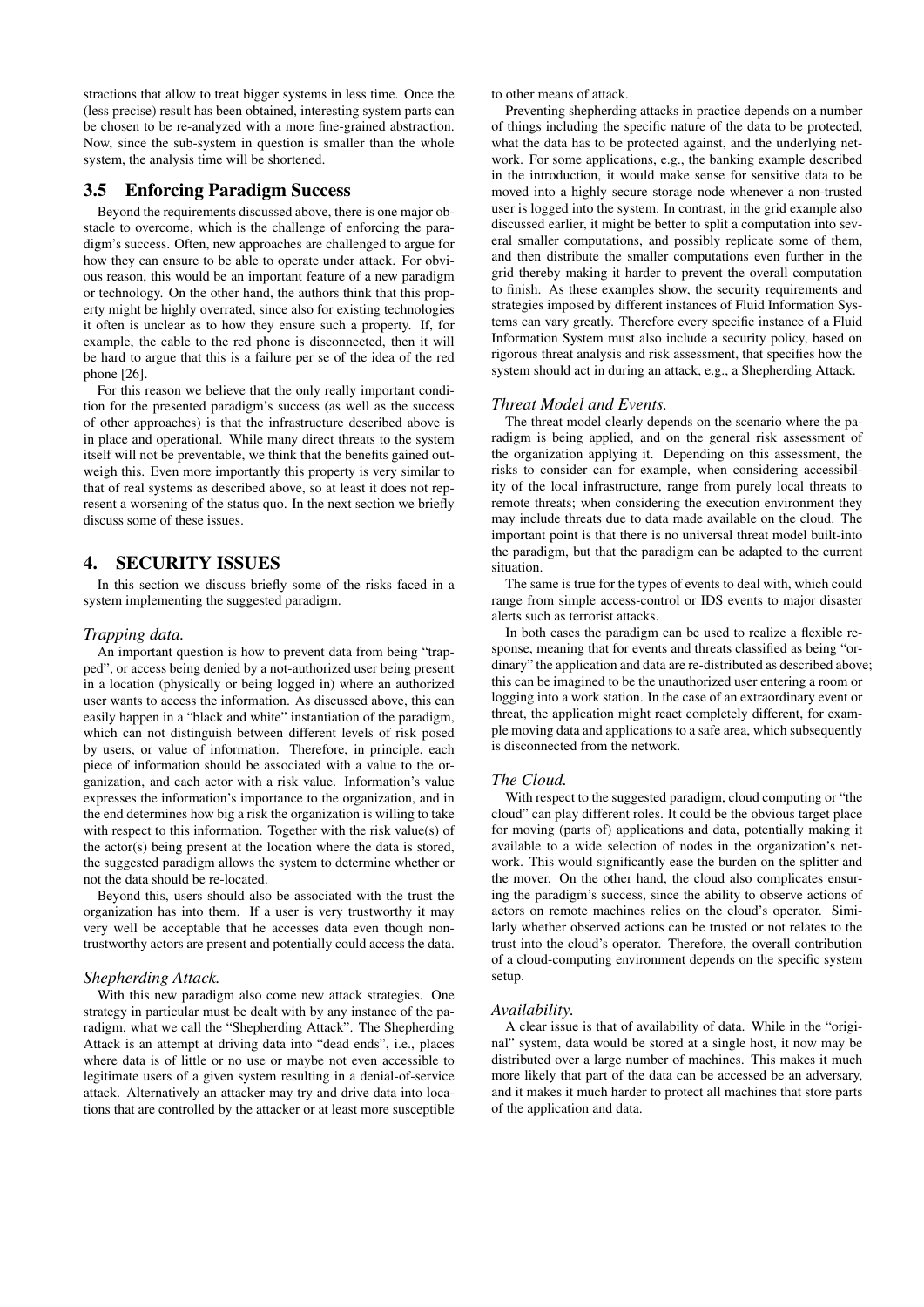stractions that allow to treat bigger systems in less time. Once the (less precise) result has been obtained, interesting system parts can be chosen to be re-analyzed with a more fine-grained abstraction. Now, since the sub-system in question is smaller than the whole system, the analysis time will be shortened.

## 3.5 Enforcing Paradigm Success

Beyond the requirements discussed above, there is one major obstacle to overcome, which is the challenge of enforcing the paradigm's success. Often, new approaches are challenged to argue for how they can ensure to be able to operate under attack. For obvious reason, this would be an important feature of a new paradigm or technology. On the other hand, the authors think that this property might be highly overrated, since also for existing technologies it often is unclear as to how they ensure such a property. If, for example, the cable to the red phone is disconnected, then it will be hard to argue that this is a failure per se of the idea of the red phone [26].

For this reason we believe that the only really important condition for the presented paradigm's success (as well as the success of other approaches) is that the infrastructure described above is in place and operational. While many direct threats to the system itself will not be preventable, we think that the benefits gained outweigh this. Even more importantly this property is very similar to that of real systems as described above, so at least it does not represent a worsening of the status quo. In the next section we briefly discuss some of these issues.

# 4. SECURITY ISSUES

In this section we discuss briefly some of the risks faced in a system implementing the suggested paradigm.

### *Trapping data.*

An important question is how to prevent data from being "trapped", or access being denied by a not-authorized user being present in a location (physically or being logged in) where an authorized user wants to access the information. As discussed above, this can easily happen in a "black and white" instantiation of the paradigm, which can not distinguish between different levels of risk posed by users, or value of information. Therefore, in principle, each piece of information should be associated with a value to the organization, and each actor with a risk value. Information's value expresses the information's importance to the organization, and in the end determines how big a risk the organization is willing to take with respect to this information. Together with the risk value(s) of the actor(s) being present at the location where the data is stored, the suggested paradigm allows the system to determine whether or not the data should be re-located.

Beyond this, users should also be associated with the trust the organization has into them. If a user is very trustworthy it may very well be acceptable that he accesses data even though non-trustworthy actors are present and potentially could access the data.

### *Shepherding Attack.*

With this new paradigm also come new attack strategies. One strategy in particular must be dealt with by any instance of the paradigm, what we call the "Shepherding Attack". The Shepherding Attack is an attempt at driving data into "dead ends", i.e., places where data is of little or no use or maybe not even accessible to legitimate users of a given system resulting in a denial-of-service attack. Alternatively an attacker may try and drive data into locations that are controlled by the attacker or at least more susceptible to other means of attack.

Preventing shepherding attacks in practice depends on a number of things including the specific nature of the data to be protected, what the data has to be protected against, and the underlying network. For some applications, e.g., the banking example described in the introduction, it would make sense for sensitive data to be moved into a highly secure storage node whenever a non-trusted user is logged into the system. In contrast, in the grid example also discussed earlier, it might be better to split a computation into several smaller computations, and possibly replicate some of them, and then distribute the smaller computations even further in the grid thereby making it harder to prevent the overall computation to finish. As these examples show, the security requirements and strategies imposed by different instances of Fluid Information Systems can vary greatly. Therefore every specific instance of a Fluid Information System must also include a security policy, based on rigorous threat analysis and risk assessment, that specifies how the system should act in during an attack, e.g., a Shepherding Attack.

### *Threat Model and Events.*

The threat model clearly depends on the scenario where the paradigm is being applied, and on the general risk assessment of the organization applying it. Depending on this assessment, the risks to consider can for example, when considering accessibility of the local infrastructure, range from purely local threats to remote threats; when considering the execution environment they may include threats due to data made available on the cloud. The important point is that there is no universal threat model built-into the paradigm, but that the paradigm can be adapted to the current situation.

The same is true for the types of events to deal with, which could range from simple access-control or IDS events to major disaster alerts such as terrorist attacks.

In both cases the paradigm can be used to realize a flexible response, meaning that for events and threats classified as being "ordinary" the application and data are re-distributed as described above; this can be imagined to be the unauthorized user entering a room or logging into a work station. In the case of an extraordinary event or threat, the application might react completely different, for example moving data and applications to a safe area, which subsequently is disconnected from the network.

### *The Cloud.*

With respect to the suggested paradigm, cloud computing or "the cloud" can play different roles. It could be the obvious target place for moving (parts of) applications and data, potentially making it available to a wide selection of nodes in the organization's network. This would significantly ease the burden on the splitter and the mover. On the other hand, the cloud also complicates ensuring the paradigm's success, since the ability to observe actions of actors on remote machines relies on the cloud's operator. Similarly whether observed actions can be trusted or not relates to the trust into the cloud's operator. Therefore, the overall contribution of a cloud-computing environment depends on the specific system setup.

### *Availability.*

A clear issue is that of availability of data. While in the "original" system, data would be stored at a single host, it now may be distributed over a large number of machines. This makes it much more likely that part of the data can be accessed be an adversary, and it makes it much harder to protect all machines that store parts of the application and data.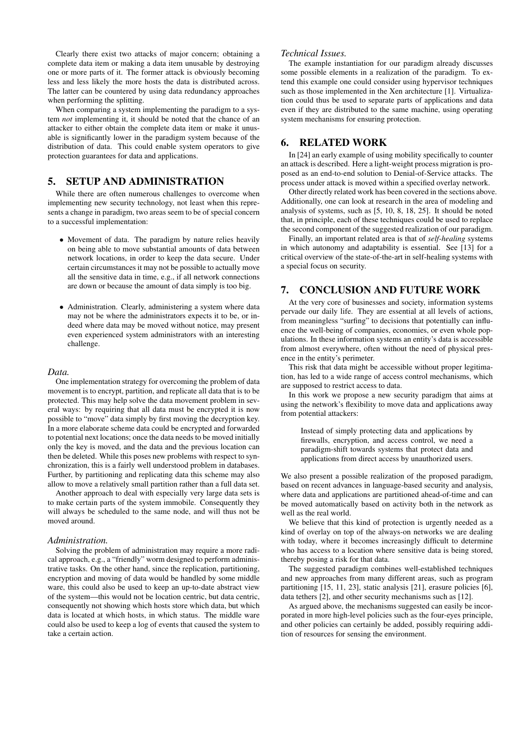Clearly there exist two attacks of major concern; obtaining a complete data item or making a data item unusable by destroying one or more parts of it. The former attack is obviously becoming less and less likely the more hosts the data is distributed across. The latter can be countered by using data redundancy approaches when performing the splitting.

When comparing a system implementing the paradigm to a system *not* implementing it, it should be noted that the chance of an attacker to either obtain the complete data item or make it unusable is significantly lower in the paradigm system because of the distribution of data. This could enable system operators to give protection guarantees for data and applications.

## 5. SETUP AND ADMINISTRATION

While there are often numerous challenges to overcome when implementing new security technology, not least when this represents a change in paradigm, two areas seem to be of special concern to a successful implementation:

- Movement of data. The paradigm by nature relies heavily on being able to move substantial amounts of data between network locations, in order to keep the data secure. Under certain circumstances it may not be possible to actually move all the sensitive data in time, e.g., if all network connections are down or because the amount of data simply is too big.
- Administration. Clearly, administering a system where data may not be where the administrators expects it to be, or indeed where data may be moved without notice, may present even experienced system administrators with an interesting challenge.

### *Data.*

One implementation strategy for overcoming the problem of data movement is to encrypt, partition, and replicate all data that is to be protected. This may help solve the data movement problem in several ways: by requiring that all data must be encrypted it is now possible to "move" data simply by first moving the decryption key. In a more elaborate scheme data could be encrypted and forwarded to potential next locations; once the data needs to be moved initially only the key is moved, and the data and the previous location can then be deleted. While this poses new problems with respect to synchronization, this is a fairly well understood problem in databases. Further, by partitioning and replicating data this scheme may also allow to move a relatively small partition rather than a full data set.

Another approach to deal with especially very large data sets is to make certain parts of the system immobile. Consequently they will always be scheduled to the same node, and will thus not be moved around.

### *Administration.*

Solving the problem of administration may require a more radical approach, e.g., a "friendly" worm designed to perform administrative tasks. On the other hand, since the replication, partitioning, encryption and moving of data would be handled by some middle ware, this could also be used to keep an up-to-date abstract view of the system—this would not be location centric, but data centric, consequently not showing which hosts store which data, but which data is located at which hosts, in which status. The middle ware could also be used to keep a log of events that caused the system to take a certain action.

### *Technical Issues.*

The example instantiation for our paradigm already discusses some possible elements in a realization of the paradigm. To extend this example one could consider using hypervisor techniques such as those implemented in the Xen architecture [1]. Virtualization could thus be used to separate parts of applications and data even if they are distributed to the same machine, using operating system mechanisms for ensuring protection.

## 6. RELATED WORK

In [24] an early example of using mobility specifically to counter an attack is described. Here a light-weight process migration is proposed as an end-to-end solution to Denial-of-Service attacks. The process under attack is moved within a specified overlay network.

Other directly related work has been covered in the sections above. Additionally, one can look at research in the area of modeling and analysis of systems, such as [5, 10, 8, 18, 25]. It should be noted that, in principle, each of these techniques could be used to replace the second component of the suggested realization of our paradigm.

Finally, an important related area is that of *self-healing* systems in which autonomy and adaptability is essential. See [13] for a critical overview of the state-of-the-art in self-healing systems with a special focus on security.

## 7. CONCLUSION AND FUTURE WORK

At the very core of businesses and society, information systems pervade our daily life. They are essential at all levels of actions, from meaningless "surfing" to decisions that potentially can influence the well-being of companies, economies, or even whole populations. In these information systems an entity's data is accessible from almost everywhere, often without the need of physical presence in the entity's perimeter.

This risk that data might be accessible without proper legitimation, has led to a wide range of access control mechanisms, which are supposed to restrict access to data.

In this work we propose a new security paradigm that aims at using the network's flexibility to move data and applications away from potential attackers:

> Instead of simply protecting data and applications by firewalls, encryption, and access control, we need a paradigm-shift towards systems that protect data and applications from direct access by unauthorized users.

We also present a possible realization of the proposed paradigm, based on recent advances in language-based security and analysis, where data and applications are partitioned ahead-of-time and can be moved automatically based on activity both in the network as well as the real world.

We believe that this kind of protection is urgently needed as a kind of overlay on top of the always-on networks we are dealing with today, where it becomes increasingly difficult to determine who has access to a location where sensitive data is being stored, thereby posing a risk for that data.

The suggested paradigm combines well-established techniques and new approaches from many different areas, such as program partitioning [15, 11, 23], static analysis [21], erasure policies [6], data tethers [2], and other security mechanisms such as [12].

As argued above, the mechanisms suggested can easily be incorporated in more high-level policies such as the four-eyes principle, and other policies can certainly be added, possibly requiring addition of resources for sensing the environment.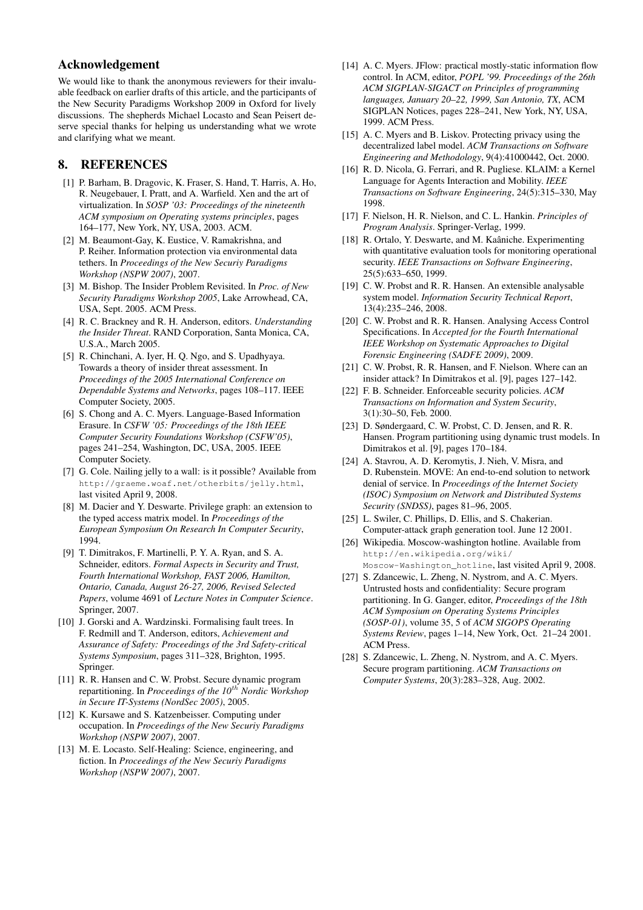## Acknowledgement

We would like to thank the anonymous reviewers for their invaluable feedback on earlier drafts of this article, and the participants of the New Security Paradigms Workshop 2009 in Oxford for lively discussions. The shepherds Michael Locasto and Sean Peisert deserve special thanks for helping us understanding what we wrote and clarifying what we meant.

## 8. REFERENCES

[1] P. Barham, B. Dragovic, K. Fraser, S. Hand, T. Harris, A. Ho, R. Neugebauer, I. Pratt, and A. Warfield. Xen and the art of virtualization. In *SOSP '03: Proceedings of the nineteenth ACM symposium on Operating systems principles*, pages 164–177, New York, NY, USA, 2003. ACM.

[2] M. Beaumont-Gay, K. Eustice, V. Ramakrishna, and P. Reiher. Information protection via environmental data tethers. In *Proceedings of the New Securiy Paradigms Workshop (NSPW 2007)*, 2007.

[3] M. Bishop. The Insider Problem Revisited. In *Proc. of New Security Paradigms Workshop 2005*, Lake Arrowhead, CA, USA, Sept. 2005. ACM Press.

[4] R. C. Brackney and R. H. Anderson, editors. *Understanding the Insider Threat*. RAND Corporation, Santa Monica, CA, U.S.A., March 2005.

[5] R. Chinchani, A. Iyer, H. Q. Ngo, and S. Upadhyaya. Towards a theory of insider threat assessment. In *Proceedings of the 2005 International Conference on Dependable Systems and Networks*, pages 108–117. IEEE Computer Society, 2005.

[6] S. Chong and A. C. Myers. Language-Based Information Erasure. In *CSFW '05: Proceedings of the 18th IEEE Computer Security Foundations Workshop (CSFW'05)*, pages 241–254, Washington, DC, USA, 2005. IEEE Computer Society.

[7] G. Cole. Nailing jelly to a wall: is it possible? Available from http://graeme.woaf.net/otherbits/jelly.html, last visited April 9, 2008.

[8] M. Dacier and Y. Deswarte. Privilege graph: an extension to the typed access matrix model. In *Proceedings of the European Symposium On Research In Computer Security*, 1994.

[9] T. Dimitrakos, F. Martinelli, P. Y. A. Ryan, and S. A. Schneider, editors. *Formal Aspects in Security and Trust, Fourth International Workshop, FAST 2006, Hamilton, Ontario, Canada, August 26-27, 2006, Revised Selected Papers*, volume 4691 of *Lecture Notes in Computer Science*. Springer, 2007.

[10] J. Gorski and A. Wardzinski. Formalising fault trees. In F. Redmill and T. Anderson, editors, *Achievement and Assurance of Safety: Proceedings of the 3rd Safety-critical Systems Symposium*, pages 311–328, Brighton, 1995. Springer.

[11] R. R. Hansen and C. W. Probst. Secure dynamic program repartitioning. In *Proceedings of the $10^{th}$ Nordic Workshop in Secure IT-Systems (NordSec 2005)*, 2005.

[12] K. Kursawe and S. Katzenbeisser. Computing under occupation. In *Proceedings of the New Securiy Paradigms Workshop (NSPW 2007)*, 2007.

[13] M. E. Locasto. Self-Healing: Science, engineering, and fiction. In *Proceedings of the New Securiy Paradigms Workshop (NSPW 2007)*, 2007.

[14] A. C. Myers. JFlow: practical mostly-static information flow control. In ACM, editor, *POPL '99. Proceedings of the 26th ACM SIGPLAN-SIGACT on Principles of programming languages, January 20–22, 1999, San Antonio, TX*, ACM SIGPLAN Notices, pages 228–241, New York, NY, USA, 1999. ACM Press.

[15] A. C. Myers and B. Liskov. Protecting privacy using the decentralized label model. *ACM Transactions on Software Engineering and Methodology*, 9(4):41000442, Oct. 2000.

[16] R. D. Nicola, G. Ferrari, and R. Pugliese. KLAIM: a Kernel Language for Agents Interaction and Mobility. *IEEE Transactions on Software Engineering*, 24(5):315–330, May 1998.

[17] F. Nielson, H. R. Nielson, and C. L. Hankin. *Principles of Program Analysis*. Springer-Verlag, 1999.

[18] R. Ortalo, Y. Deswarte, and M. Kaâniche. Experimenting with quantitative evaluation tools for monitoring operational security. *IEEE Transactions on Software Engineering*, 25(5):633–650, 1999.

[19] C. W. Probst and R. R. Hansen. An extensible analysable system model. *Information Security Technical Report*, 13(4):235–246, 2008.

[20] C. W. Probst and R. R. Hansen. Analysing Access Control Specifications. In *Accepted for the Fourth International IEEE Workshop on Systematic Approaches to Digital Forensic Engineering (SADFE 2009)*, 2009.

[21] C. W. Probst, R. R. Hansen, and F. Nielson. Where can an insider attack? In Dimitrakos et al. [9], pages 127–142.

[22] F. B. Schneider. Enforceable security policies. *ACM Transactions on Information and System Security*, 3(1):30–50, Feb. 2000.

[23] D. Søndergaard, C. W. Probst, C. D. Jensen, and R. R. Hansen. Program partitioning using dynamic trust models. In Dimitrakos et al. [9], pages 170–184.

[24] A. Stavrou, A. D. Keromytis, J. Nieh, V. Misra, and D. Rubenstein. MOVE: An end-to-end solution to network denial of service. In *Proceedings of the Internet Society (ISOC) Symposium on Network and Distributed Systems Security (SNDSS)*, pages 81–96, 2005.

[25] L. Swiler, C. Phillips, D. Ellis, and S. Chakerian. Computer-attack graph generation tool. June 12 2001.

[26] Wikipedia. Moscow-washington hotline. Available from http://en.wikipedia.org/wiki/Moscow-Washington_hotline, last visited April 9, 2008.

[27] S. Zdancewic, L. Zheng, N. Nystrom, and A. C. Myers. Untrusted hosts and confidentiality: Secure program partitioning. In G. Ganger, editor, *Proceedings of the 18th ACM Symposium on Operating Systems Principles (SOSP-01)*, volume 35, 5 of *ACM SIGOPS Operating Systems Review*, pages 1–14, New York, Oct. 21–24 2001. ACM Press.

[28] S. Zdancewic, L. Zheng, N. Nystrom, and A. C. Myers. Secure program partitioning. *ACM Transactions on Computer Systems*, 20(3):283–328, Aug. 2002.